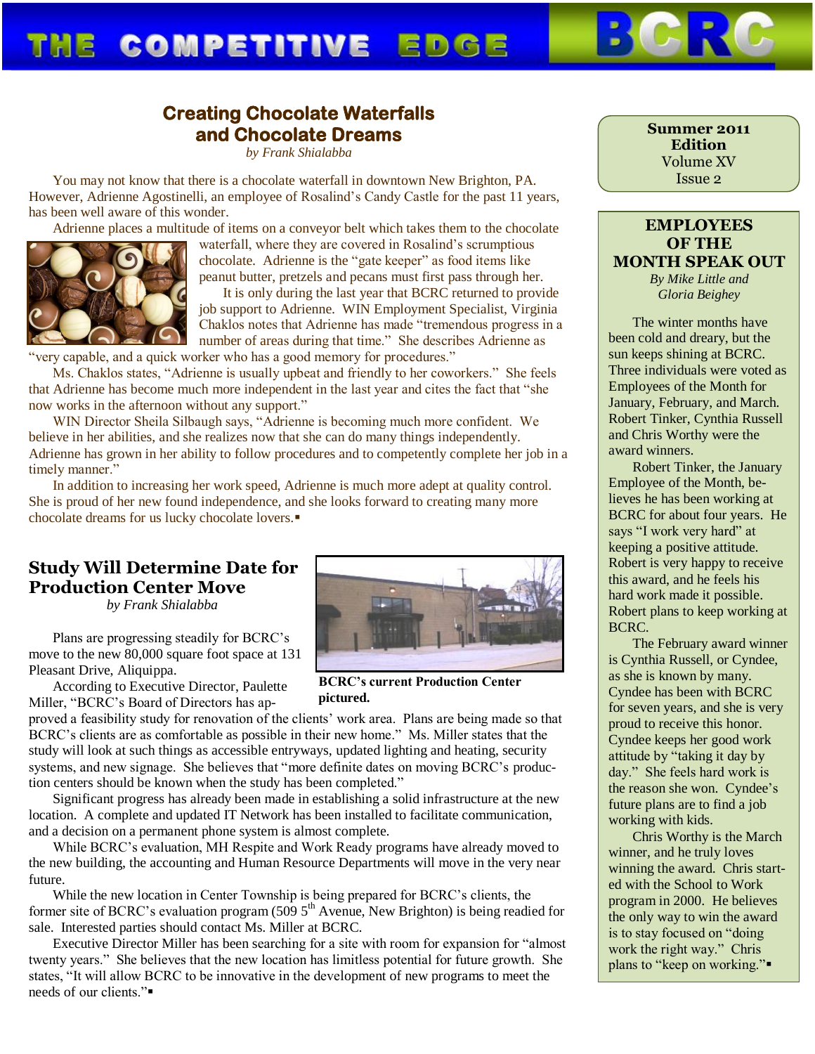# THE COMPETITIVE EDGE

BCRC

**Summer 2011 Edition**
Volume XV
Issue 2

## Creating Chocolate Waterfalls and Chocolate Dreams

*by Frank Shialabba*

You may not know that there is a chocolate waterfall in downtown New Brighton, PA. However, Adrienne Agostinelli, an employee of Rosalind's Candy Castle for the past 11 years, has been well aware of this wonder.

Adrienne places a multitude of items on a conveyor belt which takes them to the chocolate waterfall, where they are covered in Rosalind's scrumptious chocolate. Adrienne is the "gate keeper" as food items like peanut butter, pretzels and pecans must first pass through her.

It is only during the last year that BCRC returned to provide job support to Adrienne. WIN Employment Specialist, Virginia Chaklos notes that Adrienne has made "tremendous progress in a number of areas during that time." She describes Adrienne as "very capable, and a quick worker who has a good memory for procedures."

Ms. Chaklos states, "Adrienne is usually upbeat and friendly to her coworkers." She feels that Adrienne has become much more independent in the last year and cites the fact that "she now works in the afternoon without any support."

WIN Director Sheila Silbaugh says, "Adrienne is becoming much more confident. We believe in her abilities, and she realizes now that she can do many things independently. Adrienne has grown in her ability to follow procedures and to competently complete her job in a timely manner."

In addition to increasing her work speed, Adrienne is much more adept at quality control. She is proud of her new found independence, and she looks forward to creating many more chocolate dreams for us lucky chocolate lovers.▪

## Study Will Determine Date for Production Center Move

*by Frank Shialabba*

**BCRC's current Production Center pictured.**

Plans are progressing steadily for BCRC's move to the new 80,000 square foot space at 131 Pleasant Drive, Aliquippa.

According to Executive Director, Paulette Miller, "BCRC's Board of Directors has approved a feasibility study for renovation of the clients' work area. Plans are being made so that BCRC's clients are as comfortable as possible in their new home." Ms. Miller states that the study will look at such things as accessible entryways, updated lighting and heating, security systems, and new signage. She believes that "more definite dates on moving BCRC's production centers should be known when the study has been completed."

Significant progress has already been made in establishing a solid infrastructure at the new location. A complete and updated IT Network has been installed to facilitate communication, and a decision on a permanent phone system is almost complete.

While BCRC's evaluation, MH Respite and Work Ready programs have already moved to the new building, the accounting and Human Resource Departments will move in the very near future.

While the new location in Center Township is being prepared for BCRC's clients, the former site of BCRC's evaluation program (509 5th Avenue, New Brighton) is being readied for sale. Interested parties should contact Ms. Miller at BCRC.

Executive Director Miller has been searching for a site with room for expansion for "almost twenty years." She believes that the new location has limitless potential for future growth. She states, "It will allow BCRC to be innovative in the development of new programs to meet the needs of our clients."▪

## EMPLOYEES OF THE MONTH SPEAK OUT

*By Mike Little and Gloria Beighey*

The winter months have been cold and dreary, but the sun keeps shining at BCRC. Three individuals were voted as Employees of the Month for January, February, and March. Robert Tinker, Cynthia Russell and Chris Worthy were the award winners.

Robert Tinker, the January Employee of the Month, believes he has been working at BCRC for about four years. He says "I work very hard" at keeping a positive attitude. Robert is very happy to receive this award, and he feels his hard work made it possible. Robert plans to keep working at BCRC.

The February award winner is Cynthia Russell, or Cyndee, as she is known by many. Cyndee has been with BCRC for seven years, and she is very proud to receive this honor. Cyndee keeps her good work attitude by "taking it day by day." She feels hard work is the reason she won. Cyndee's future plans are to find a job working with kids.

Chris Worthy is the March winner, and he truly loves winning the award. Chris started with the School to Work program in 2000. He believes the only way to win the award is to stay focused on "doing work the right way." Chris plans to "keep on working."▪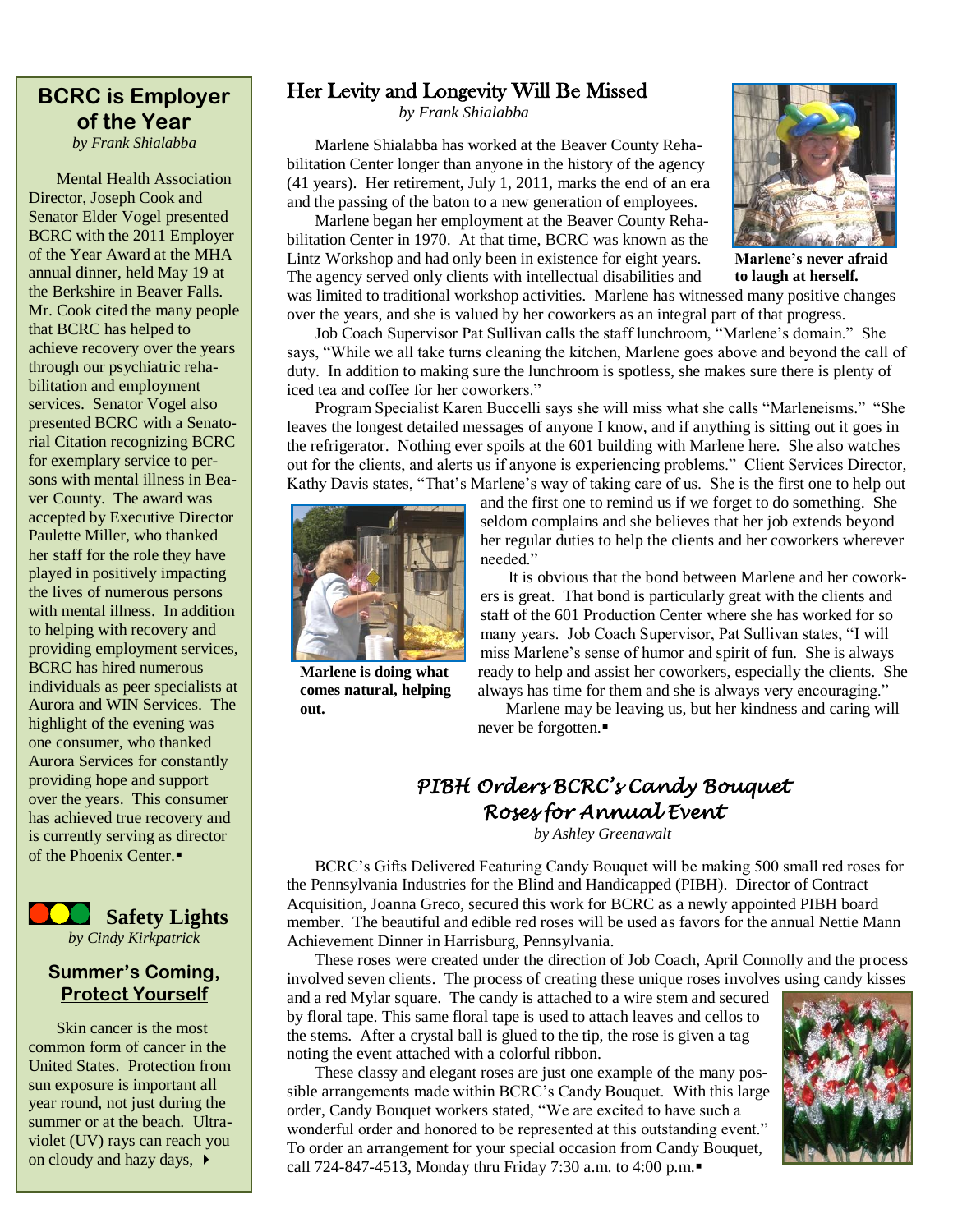## BCRC is Employer of the Year

*by Frank Shialabba*

Mental Health Association Director, Joseph Cook and Senator Elder Vogel presented BCRC with the 2011 Employer of the Year Award at the MHA annual dinner, held May 19 at the Berkshire in Beaver Falls. Mr. Cook cited the many people that BCRC has helped to achieve recovery over the years through our psychiatric rehabilitation and employment services. Senator Vogel also presented BCRC with a Senatorial Citation recognizing BCRC for exemplary service to persons with mental illness in Beaver County. The award was accepted by Executive Director Paulette Miller, who thanked her staff for the role they have played in positively impacting the lives of numerous persons with mental illness. In addition to helping with recovery and providing employment services, BCRC has hired numerous individuals as peer specialists at Aurora and WIN Services. The highlight of the evening was one consumer, who thanked Aurora Services for constantly providing hope and support over the years. This consumer has achieved true recovery and is currently serving as director of the Phoenix Center.▪

## Safety Lights

*by Cindy Kirkpatrick*

### Summer's Coming, Protect Yourself

Skin cancer is the most common form of cancer in the United States. Protection from sun exposure is important all year round, not just during the summer or at the beach. Ultraviolet (UV) rays can reach you on cloudy and hazy days, ▸

## Her Levity and Longevity Will Be Missed

*by Frank Shialabba*

Marlene Shialabba has worked at the Beaver County Rehabilitation Center longer than anyone in the history of the agency (41 years). Her retirement, July 1, 2011, marks the end of an era and the passing of the baton to a new generation of employees.

Marlene began her employment at the Beaver County Rehabilitation Center in 1970. At that time, BCRC was known as the Lintz Workshop and had only been in existence for eight years. The agency served only clients with intellectual disabilities and was limited to traditional workshop activities. Marlene has witnessed many positive changes over the years, and she is valued by her coworkers as an integral part of that progress.

**Marlene's never afraid to laugh at herself.**

Job Coach Supervisor Pat Sullivan calls the staff lunchroom, "Marlene's domain." She says, "While we all take turns cleaning the kitchen, Marlene goes above and beyond the call of duty. In addition to making sure the lunchroom is spotless, she makes sure there is plenty of iced tea and coffee for her coworkers."

Program Specialist Karen Buccelli says she will miss what she calls "Marleneisms." "She leaves the longest detailed messages of anyone I know, and if anything is sitting out it goes in the refrigerator. Nothing ever spoils at the 601 building with Marlene here. She also watches out for the clients, and alerts us if anyone is experiencing problems." Client Services Director, Kathy Davis states, "That's Marlene's way of taking care of us. She is the first one to help out and the first one to remind us if we forget to do something. She seldom complains and she believes that her job extends beyond her regular duties to help the clients and her coworkers wherever needed."

**Marlene is doing what comes natural, helping out.**

It is obvious that the bond between Marlene and her coworkers is great. That bond is particularly great with the clients and staff of the 601 Production Center where she has worked for so many years. Job Coach Supervisor, Pat Sullivan states, "I will miss Marlene's sense of humor and spirit of fun. She is always ready to help and assist her coworkers, especially the clients. She always has time for them and she is always very encouraging."

Marlene may be leaving us, but her kindness and caring will never be forgotten.▪

## *PIBH Orders BCRC's Candy Bouquet Roses for Annual Event*

*by Ashley Greenawalt*

BCRC's Gifts Delivered Featuring Candy Bouquet will be making 500 small red roses for the Pennsylvania Industries for the Blind and Handicapped (PIBH). Director of Contract Acquisition, Joanna Greco, secured this work for BCRC as a newly appointed PIBH board member. The beautiful and edible red roses will be used as favors for the annual Nettie Mann Achievement Dinner in Harrisburg, Pennsylvania.

These roses were created under the direction of Job Coach, April Connolly and the process involved seven clients. The process of creating these unique roses involves using candy kisses and a red Mylar square. The candy is attached to a wire stem and secured by floral tape. This same floral tape is used to attach leaves and cellos to the stems. After a crystal ball is glued to the tip, the rose is given a tag noting the event attached with a colorful ribbon.

These classy and elegant roses are just one example of the many possible arrangements made within BCRC's Candy Bouquet. With this large order, Candy Bouquet workers stated, "We are excited to have such a wonderful order and honored to be represented at this outstanding event." To order an arrangement for your special occasion from Candy Bouquet, call 724-847-4513, Monday thru Friday 7:30 a.m. to 4:00 p.m.▪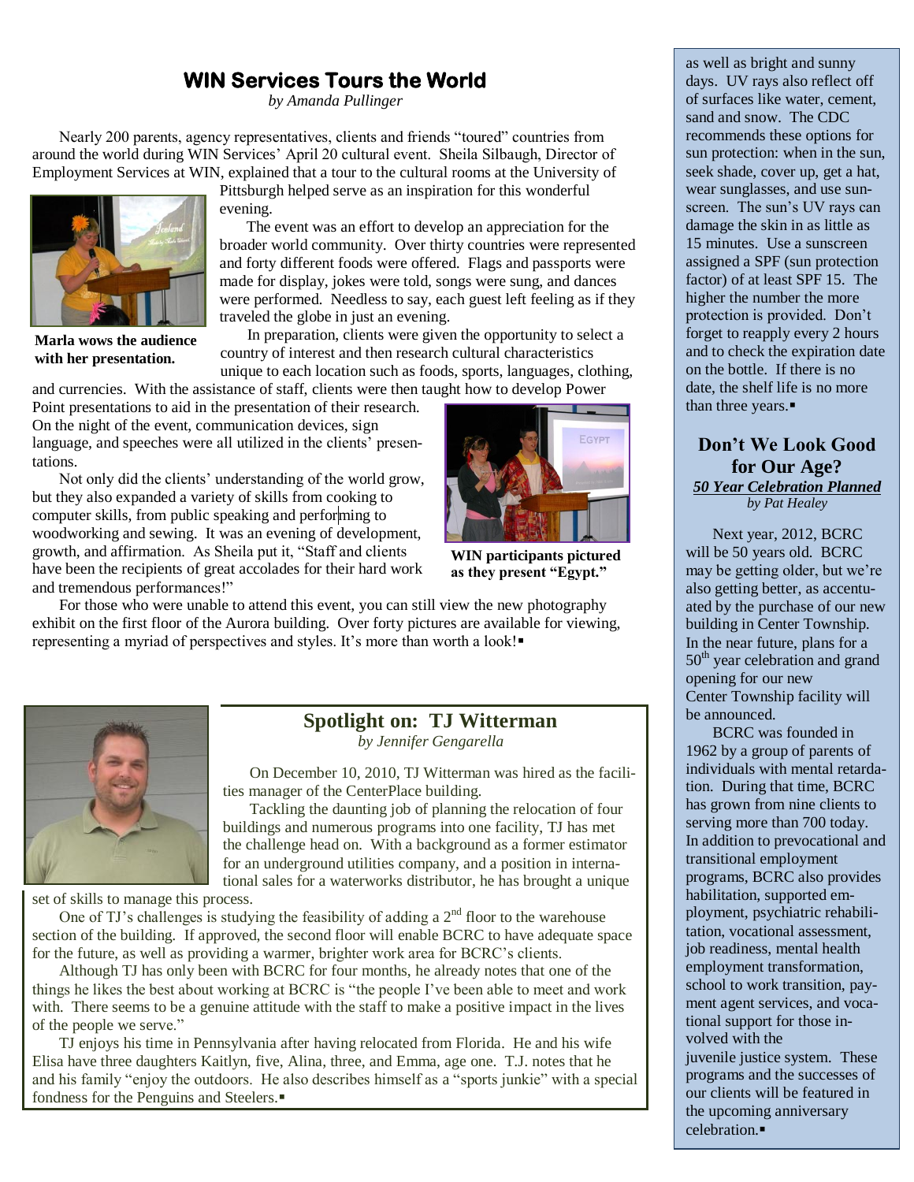## WIN Services Tours the World

*by Amanda Pullinger*

Nearly 200 parents, agency representatives, clients and friends "toured" countries from around the world during WIN Services' April 20 cultural event. Sheila Silbaugh, Director of Employment Services at WIN, explained that a tour to the cultural rooms at the University of Pittsburgh helped serve as an inspiration for this wonderful evening.

**Marla wows the audience with her presentation.**

The event was an effort to develop an appreciation for the broader world community. Over thirty countries were represented and forty different foods were offered. Flags and passports were made for display, jokes were told, songs were sung, and dances were performed. Needless to say, each guest left feeling as if they traveled the globe in just an evening.

In preparation, clients were given the opportunity to select a country of interest and then research cultural characteristics unique to each location such as foods, sports, languages, clothing, and currencies. With the assistance of staff, clients were then taught how to develop Power Point presentations to aid in the presentation of their research. On the night of the event, communication devices, sign language, and speeches were all utilized in the clients' presentations.

Not only did the clients' understanding of the world grow, but they also expanded a variety of skills from cooking to computer skills, from public speaking and performing to woodworking and sewing. It was an evening of development, growth, and affirmation. As Sheila put it, "Staff and clients have been the recipients of great accolades for their hard work and tremendous performances!"

**WIN participants pictured as they present "Egypt."**

For those who were unable to attend this event, you can still view the new photography exhibit on the first floor of the Aurora building. Over forty pictures are available for viewing, representing a myriad of perspectives and styles. It's more than worth a look!▪

## Spotlight on: TJ Witterman

*by Jennifer Gengarella*

On December 10, 2010, TJ Witterman was hired as the facilities manager of the CenterPlace building.

Tackling the daunting job of planning the relocation of four buildings and numerous programs into one facility, TJ has met the challenge head on. With a background as a former estimator for an underground utilities company, and a position in international sales for a waterworks distributor, he has brought a unique set of skills to manage this process.

One of TJ's challenges is studying the feasibility of adding a 2nd floor to the warehouse section of the building. If approved, the second floor will enable BCRC to have adequate space for the future, as well as providing a warmer, brighter work area for BCRC's clients.

Although TJ has only been with BCRC for four months, he already notes that one of the things he likes the best about working at BCRC is "the people I've been able to meet and work with. There seems to be a genuine attitude with the staff to make a positive impact in the lives of the people we serve."

TJ enjoys his time in Pennsylvania after having relocated from Florida. He and his wife Elisa have three daughters Kaitlyn, five, Alina, three, and Emma, age one. T.J. notes that he and his family "enjoy the outdoors. He also describes himself as a "sports junkie" with a special fondness for the Penguins and Steelers.▪

as well as bright and sunny days. UV rays also reflect off of surfaces like water, cement, sand and snow. The CDC recommends these options for sun protection: when in the sun, seek shade, cover up, get a hat, wear sunglasses, and use sunscreen. The sun's UV rays can damage the skin in as little as 15 minutes. Use a sunscreen assigned a SPF (sun protection factor) of at least SPF 15. The higher the number the more protection is provided. Don't forget to reapply every 2 hours and to check the expiration date on the bottle. If there is no date, the shelf life is no more than three years.▪

## Don't We Look Good for Our Age?

***50 Year Celebration Planned***

*by Pat Healey*

Next year, 2012, BCRC will be 50 years old. BCRC may be getting older, but we're also getting better, as accentuated by the purchase of our new building in Center Township. In the near future, plans for a 50th year celebration and grand opening for our new Center Township facility will be announced.

BCRC was founded in 1962 by a group of parents of individuals with mental retardation. During that time, BCRC has grown from nine clients to serving more than 700 today. In addition to prevocational and transitional employment programs, BCRC also provides habilitation, supported employment, psychiatric rehabilitation, vocational assessment, job readiness, mental health employment transformation, school to work transition, payment agent services, and vocational support for those involved with the juvenile justice system. These programs and the successes of our clients will be featured in the upcoming anniversary celebration.▪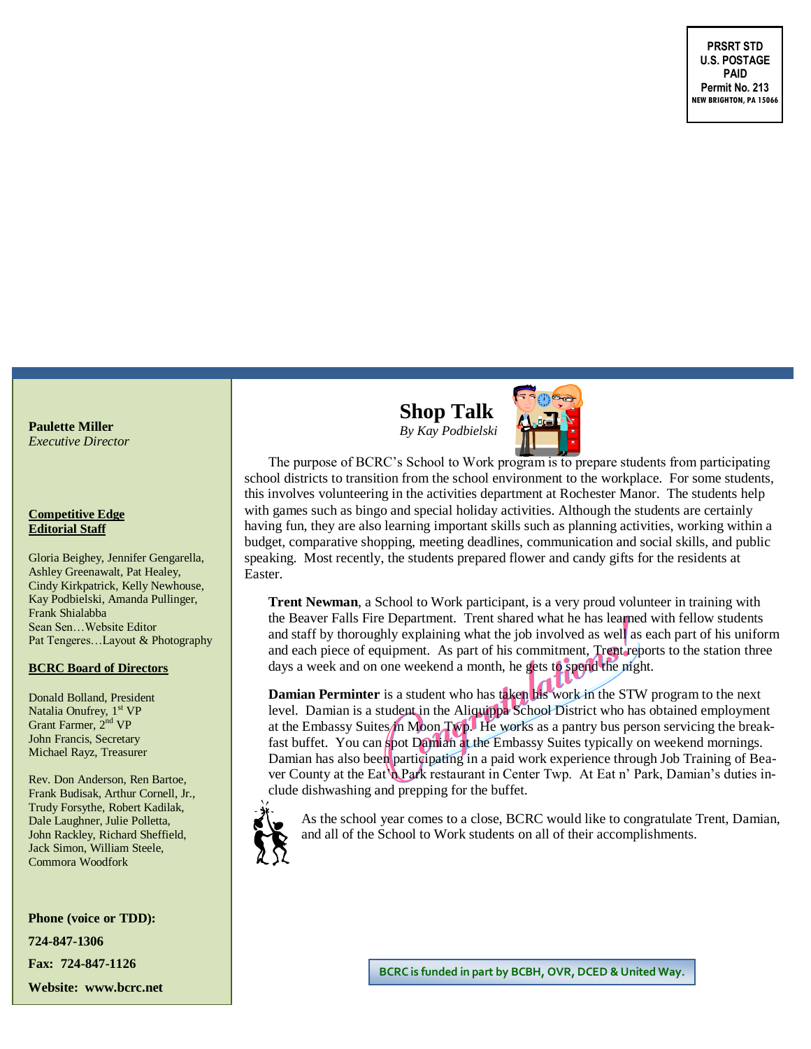PRSRT STD
U.S. POSTAGE
PAID
Permit No. 213
NEW BRIGHTON, PA 15066

**Paulette Miller**
*Executive Director*

**Competitive Edge Editorial Staff**

Gloria Beighey, Jennifer Gengarella, Ashley Greenawalt, Pat Healey, Cindy Kirkpatrick, Kelly Newhouse, Kay Podbielski, Amanda Pullinger, Frank Shialabba
Sean Sen…Website Editor
Pat Tengeres…Layout & Photography

**BCRC Board of Directors**

Donald Bolland, President
Natalia Onufrey, 1st VP
Grant Farmer, 2nd VP
John Francis, Secretary
Michael Rayz, Treasurer

Rev. Don Anderson, Ren Bartoe, Frank Budisak, Arthur Cornell, Jr., Trudy Forsythe, Robert Kadilak, Dale Laughner, Julie Polletta, John Rackley, Richard Sheffield, Jack Simon, William Steele, Commora Woodfork

**Phone (voice or TDD):**
**724-847-1306**
**Fax: 724-847-1126**
**Website: www.bcrc.net**

# Shop Talk

*By Kay Podbielski*

The purpose of BCRC's School to Work program is to prepare students from participating school districts to transition from the school environment to the workplace. For some students, this involves volunteering in the activities department at Rochester Manor. The students help with games such as bingo and special holiday activities. Although the students are certainly having fun, they are also learning important skills such as planning activities, working within a budget, comparative shopping, meeting deadlines, communication and social skills, and public speaking. Most recently, the students prepared flower and candy gifts for the residents at Easter.

**Trent Newman**, a School to Work participant, is a very proud volunteer in training with the Beaver Falls Fire Department. Trent shared what he has learned with fellow students and staff by thoroughly explaining what the job involved as well as each part of his uniform and each piece of equipment. As part of his commitment, Trent reports to the station three days a week and on one weekend a month, he gets to spend the night.

*Congratulations!*

**Damian Perminter** is a student who has taken his work in the STW program to the next level. Damian is a student in the Aliquippa School District who has obtained employment at the Embassy Suites in Moon Twp. He works as a pantry bus person servicing the breakfast buffet. You can spot Damian at the Embassy Suites typically on weekend mornings. Damian has also been participating in a paid work experience through Job Training of Beaver County at the Eat'n Park restaurant in Center Twp. At Eat n' Park, Damian's duties include dishwashing and prepping for the buffet.

As the school year comes to a close, BCRC would like to congratulate Trent, Damian, and all of the School to Work students on all of their accomplishments.

BCRC is funded in part by BCBH, OVR, DCED & United Way.